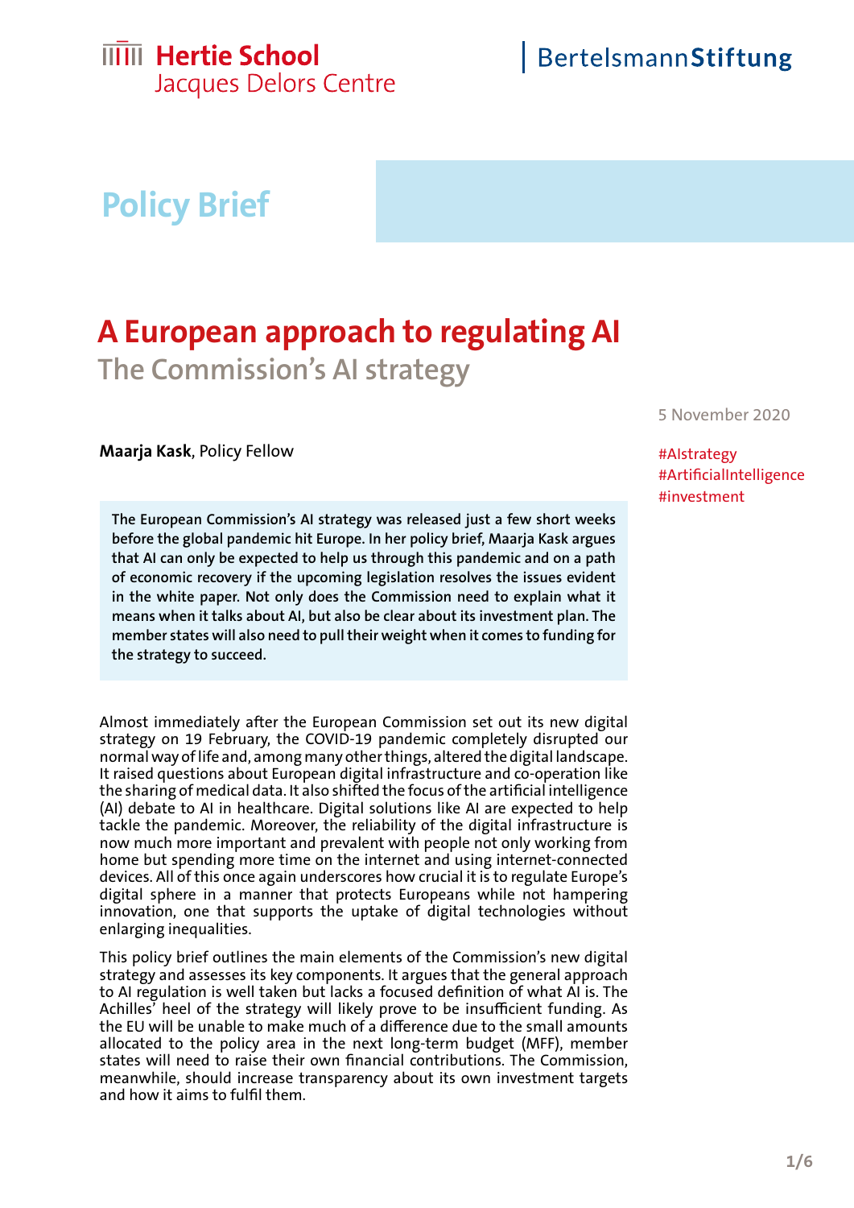Hertie School
Jacques Delors Centre

BertelsmannStiftung

# Policy Brief

# A European approach to regulating AI

## The Commission's AI strategy

5 November 2020

#AIstrategy
#ArtificialIntelligence
#investment

**Maarja Kask**, Policy Fellow

**The European Commission's AI strategy was released just a few short weeks before the global pandemic hit Europe. In her policy brief, Maarja Kask argues that AI can only be expected to help us through this pandemic and on a path of economic recovery if the upcoming legislation resolves the issues evident in the white paper. Not only does the Commission need to explain what it means when it talks about AI, but also be clear about its investment plan. The member states will also need to pull their weight when it comes to funding for the strategy to succeed.**

Almost immediately after the European Commission set out its new digital strategy on 19 February, the COVID-19 pandemic completely disrupted our normal way of life and, among many other things, altered the digital landscape. It raised questions about European digital infrastructure and co-operation like the sharing of medical data. It also shifted the focus of the artificial intelligence (AI) debate to AI in healthcare. Digital solutions like AI are expected to help tackle the pandemic. Moreover, the reliability of the digital infrastructure is now much more important and prevalent with people not only working from home but spending more time on the internet and using internet-connected devices. All of this once again underscores how crucial it is to regulate Europe's digital sphere in a manner that protects Europeans while not hampering innovation, one that supports the uptake of digital technologies without enlarging inequalities.

This policy brief outlines the main elements of the Commission's new digital strategy and assesses its key components. It argues that the general approach to AI regulation is well taken but lacks a focused definition of what AI is. The Achilles' heel of the strategy will likely prove to be insufficient funding. As the EU will be unable to make much of a difference due to the small amounts allocated to the policy area in the next long-term budget (MFF), member states will need to raise their own financial contributions. The Commission, meanwhile, should increase transparency about its own investment targets and how it aims to fulfil them.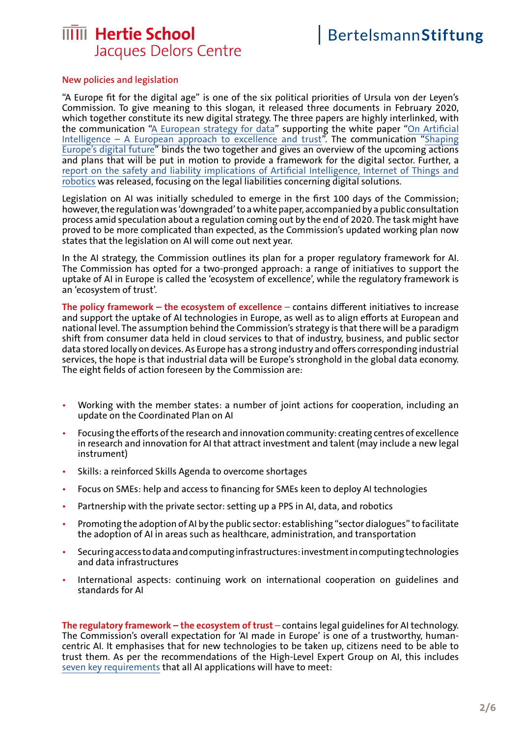## New policies and legislation

"A Europe fit for the digital age" is one of the six political priorities of Ursula von der Leyen's Commission. To give meaning to this slogan, it released three documents in February 2020, which together constitute its new digital strategy. The three papers are highly interlinked, with the communication "A European strategy for data" supporting the white paper "On Artificial Intelligence – A European approach to excellence and trust". The communication "Shaping Europe's digital future" binds the two together and gives an overview of the upcoming actions and plans that will be put in motion to provide a framework for the digital sector. Further, a report on the safety and liability implications of Artificial Intelligence, Internet of Things and robotics was released, focusing on the legal liabilities concerning digital solutions.

Legislation on AI was initially scheduled to emerge in the first 100 days of the Commission; however, the regulation was 'downgraded' to a white paper, accompanied by a public consultation process amid speculation about a regulation coming out by the end of 2020. The task might have proved to be more complicated than expected, as the Commission's updated working plan now states that the legislation on AI will come out next year.

In the AI strategy, the Commission outlines its plan for a proper regulatory framework for AI. The Commission has opted for a two-pronged approach: a range of initiatives to support the uptake of AI in Europe is called the 'ecosystem of excellence', while the regulatory framework is an 'ecosystem of trust'.

**The policy framework – the ecosystem of excellence** – contains different initiatives to increase and support the uptake of AI technologies in Europe, as well as to align efforts at European and national level. The assumption behind the Commission's strategy is that there will be a paradigm shift from consumer data held in cloud services to that of industry, business, and public sector data stored locally on devices. As Europe has a strong industry and offers corresponding industrial services, the hope is that industrial data will be Europe's stronghold in the global data economy. The eight fields of action foreseen by the Commission are:

- Working with the member states: a number of joint actions for cooperation, including an update on the Coordinated Plan on AI
- Focusing the efforts of the research and innovation community: creating centres of excellence in research and innovation for AI that attract investment and talent (may include a new legal instrument)
- Skills: a reinforced Skills Agenda to overcome shortages
- Focus on SMEs: help and access to financing for SMEs keen to deploy AI technologies
- Partnership with the private sector: setting up a PPS in AI, data, and robotics
- Promoting the adoption of AI by the public sector: establishing "sector dialogues" to facilitate the adoption of AI in areas such as healthcare, administration, and transportation
- Securing access to data and computing infrastructures: investment in computing technologies and data infrastructures
- International aspects: continuing work on international cooperation on guidelines and standards for AI

**The regulatory framework – the ecosystem of trust** – contains legal guidelines for AI technology. The Commission's overall expectation for 'AI made in Europe' is one of a trustworthy, human-centric AI. It emphasises that for new technologies to be taken up, citizens need to be able to trust them. As per the recommendations of the High-Level Expert Group on AI, this includes seven key requirements that all AI applications will have to meet: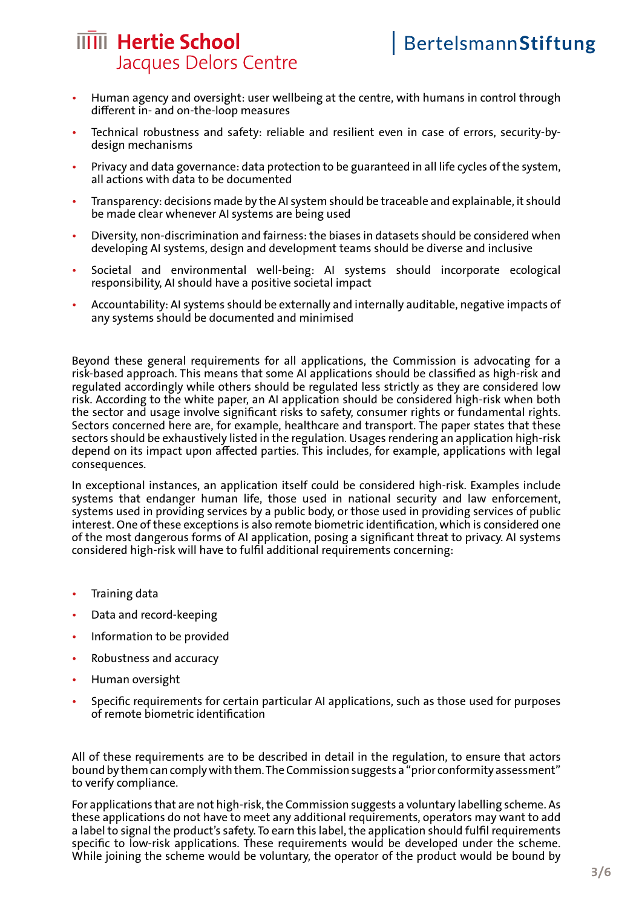- Human agency and oversight: user wellbeing at the centre, with humans in control through different in- and on-the-loop measures
- Technical robustness and safety: reliable and resilient even in case of errors, security-by-design mechanisms
- Privacy and data governance: data protection to be guaranteed in all life cycles of the system, all actions with data to be documented
- Transparency: decisions made by the AI system should be traceable and explainable, it should be made clear whenever AI systems are being used
- Diversity, non-discrimination and fairness: the biases in datasets should be considered when developing AI systems, design and development teams should be diverse and inclusive
- Societal and environmental well-being: AI systems should incorporate ecological responsibility, AI should have a positive societal impact
- Accountability: AI systems should be externally and internally auditable, negative impacts of any systems should be documented and minimised

Beyond these general requirements for all applications, the Commission is advocating for a risk-based approach. This means that some AI applications should be classified as high-risk and regulated accordingly while others should be regulated less strictly as they are considered low risk. According to the white paper, an AI application should be considered high-risk when both the sector and usage involve significant risks to safety, consumer rights or fundamental rights. Sectors concerned here are, for example, healthcare and transport. The paper states that these sectors should be exhaustively listed in the regulation. Usages rendering an application high-risk depend on its impact upon affected parties. This includes, for example, applications with legal consequences.

In exceptional instances, an application itself could be considered high-risk. Examples include systems that endanger human life, those used in national security and law enforcement, systems used in providing services by a public body, or those used in providing services of public interest. One of these exceptions is also remote biometric identification, which is considered one of the most dangerous forms of AI application, posing a significant threat to privacy. AI systems considered high-risk will have to fulfil additional requirements concerning:

- Training data
- Data and record-keeping
- Information to be provided
- Robustness and accuracy
- Human oversight
- Specific requirements for certain particular AI applications, such as those used for purposes of remote biometric identification

All of these requirements are to be described in detail in the regulation, to ensure that actors bound by them can comply with them. The Commission suggests a "prior conformity assessment" to verify compliance.

For applications that are not high-risk, the Commission suggests a voluntary labelling scheme. As these applications do not have to meet any additional requirements, operators may want to add a label to signal the product's safety. To earn this label, the application should fulfil requirements specific to low-risk applications. These requirements would be developed under the scheme. While joining the scheme would be voluntary, the operator of the product would be bound by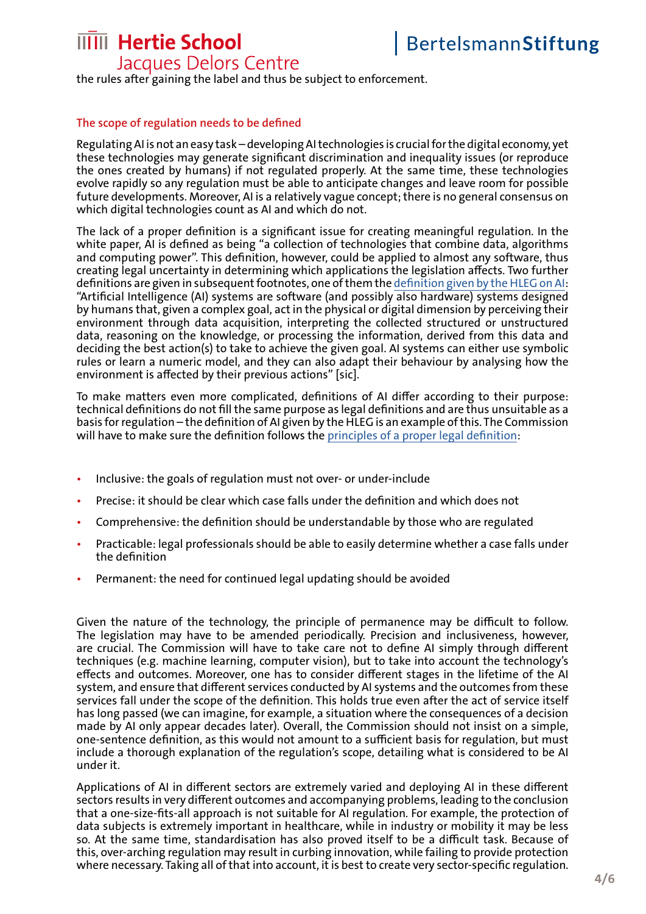the rules after gaining the label and thus be subject to enforcement.

## The scope of regulation needs to be defined

Regulating AI is not an easy task – developing AI technologies is crucial for the digital economy, yet these technologies may generate significant discrimination and inequality issues (or reproduce the ones created by humans) if not regulated properly. At the same time, these technologies evolve rapidly so any regulation must be able to anticipate changes and leave room for possible future developments. Moreover, AI is a relatively vague concept; there is no general consensus on which digital technologies count as AI and which do not.

The lack of a proper definition is a significant issue for creating meaningful regulation. In the white paper, AI is defined as being "a collection of technologies that combine data, algorithms and computing power". This definition, however, could be applied to almost any software, thus creating legal uncertainty in determining which applications the legislation affects. Two further definitions are given in subsequent footnotes, one of them the definition given by the HLEG on AI: "Artificial Intelligence (AI) systems are software (and possibly also hardware) systems designed by humans that, given a complex goal, act in the physical or digital dimension by perceiving their environment through data acquisition, interpreting the collected structured or unstructured data, reasoning on the knowledge, or processing the information, derived from this data and deciding the best action(s) to take to achieve the given goal. AI systems can either use symbolic rules or learn a numeric model, and they can also adapt their behaviour by analysing how the environment is affected by their previous actions" [sic].

To make matters even more complicated, definitions of AI differ according to their purpose: technical definitions do not fill the same purpose as legal definitions and are thus unsuitable as a basis for regulation – the definition of AI given by the HLEG is an example of this. The Commission will have to make sure the definition follows the principles of a proper legal definition:

- Inclusive: the goals of regulation must not over- or under-include
- Precise: it should be clear which case falls under the definition and which does not
- Comprehensive: the definition should be understandable by those who are regulated
- Practicable: legal professionals should be able to easily determine whether a case falls under the definition
- Permanent: the need for continued legal updating should be avoided

Given the nature of the technology, the principle of permanence may be difficult to follow. The legislation may have to be amended periodically. Precision and inclusiveness, however, are crucial. The Commission will have to take care not to define AI simply through different techniques (e.g. machine learning, computer vision), but to take into account the technology's effects and outcomes. Moreover, one has to consider different stages in the lifetime of the AI system, and ensure that different services conducted by AI systems and the outcomes from these services fall under the scope of the definition. This holds true even after the act of service itself has long passed (we can imagine, for example, a situation where the consequences of a decision made by AI only appear decades later). Overall, the Commission should not insist on a simple, one-sentence definition, as this would not amount to a sufficient basis for regulation, but must include a thorough explanation of the regulation's scope, detailing what is considered to be AI under it.

Applications of AI in different sectors are extremely varied and deploying AI in these different sectors results in very different outcomes and accompanying problems, leading to the conclusion that a one-size-fits-all approach is not suitable for AI regulation. For example, the protection of data subjects is extremely important in healthcare, while in industry or mobility it may be less so. At the same time, standardisation has also proved itself to be a difficult task. Because of this, over-arching regulation may result in curbing innovation, while failing to provide protection where necessary. Taking all of that into account, it is best to create very sector-specific regulation.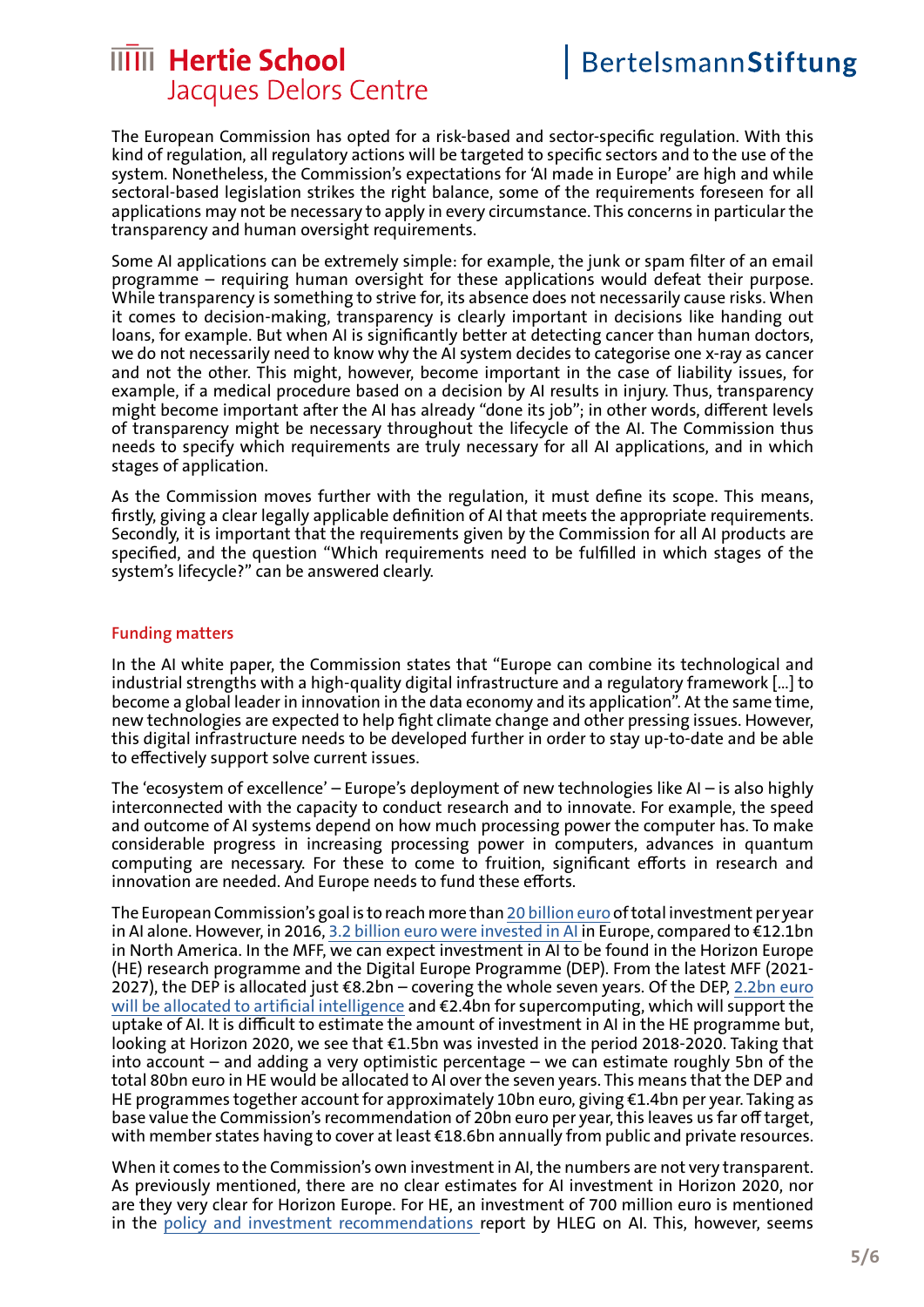The European Commission has opted for a risk-based and sector-specific regulation. With this kind of regulation, all regulatory actions will be targeted to specific sectors and to the use of the system. Nonetheless, the Commission's expectations for 'AI made in Europe' are high and while sectoral-based legislation strikes the right balance, some of the requirements foreseen for all applications may not be necessary to apply in every circumstance. This concerns in particular the transparency and human oversight requirements.

Some AI applications can be extremely simple: for example, the junk or spam filter of an email programme – requiring human oversight for these applications would defeat their purpose. While transparency is something to strive for, its absence does not necessarily cause risks. When it comes to decision-making, transparency is clearly important in decisions like handing out loans, for example. But when AI is significantly better at detecting cancer than human doctors, we do not necessarily need to know why the AI system decides to categorise one x-ray as cancer and not the other. This might, however, become important in the case of liability issues, for example, if a medical procedure based on a decision by AI results in injury. Thus, transparency might become important after the AI has already "done its job"; in other words, different levels of transparency might be necessary throughout the lifecycle of the AI. The Commission thus needs to specify which requirements are truly necessary for all AI applications, and in which stages of application.

As the Commission moves further with the regulation, it must define its scope. This means, firstly, giving a clear legally applicable definition of AI that meets the appropriate requirements. Secondly, it is important that the requirements given by the Commission for all AI products are specified, and the question "Which requirements need to be fulfilled in which stages of the system's lifecycle?" can be answered clearly.

## Funding matters

In the AI white paper, the Commission states that "Europe can combine its technological and industrial strengths with a high-quality digital infrastructure and a regulatory framework [...] to become a global leader in innovation in the data economy and its application". At the same time, new technologies are expected to help fight climate change and other pressing issues. However, this digital infrastructure needs to be developed further in order to stay up-to-date and be able to effectively support solve current issues.

The 'ecosystem of excellence' – Europe's deployment of new technologies like AI – is also highly interconnected with the capacity to conduct research and to innovate. For example, the speed and outcome of AI systems depend on how much processing power the computer has. To make considerable progress in increasing processing power in computers, advances in quantum computing are necessary. For these to come to fruition, significant efforts in research and innovation are needed. And Europe needs to fund these efforts.

The European Commission's goal is to reach more than 20 billion euro of total investment per year in AI alone. However, in 2016, 3.2 billion euro were invested in AI in Europe, compared to €12.1bn in North America. In the MFF, we can expect investment in AI to be found in the Horizon Europe (HE) research programme and the Digital Europe Programme (DEP). From the latest MFF (2021-2027), the DEP is allocated just €8.2bn – covering the whole seven years. Of the DEP, 2.2bn euro will be allocated to artificial intelligence and €2.4bn for supercomputing, which will support the uptake of AI. It is difficult to estimate the amount of investment in AI in the HE programme but, looking at Horizon 2020, we see that €1.5bn was invested in the period 2018-2020. Taking that into account – and adding a very optimistic percentage – we can estimate roughly 5bn of the total 80bn euro in HE would be allocated to AI over the seven years. This means that the DEP and HE programmes together account for approximately 10bn euro, giving €1.4bn per year. Taking as base value the Commission's recommendation of 20bn euro per year, this leaves us far off target, with member states having to cover at least €18.6bn annually from public and private resources.

When it comes to the Commission's own investment in AI, the numbers are not very transparent. As previously mentioned, there are no clear estimates for AI investment in Horizon 2020, nor are they very clear for Horizon Europe. For HE, an investment of 700 million euro is mentioned in the policy and investment recommendations report by HLEG on AI. This, however, seems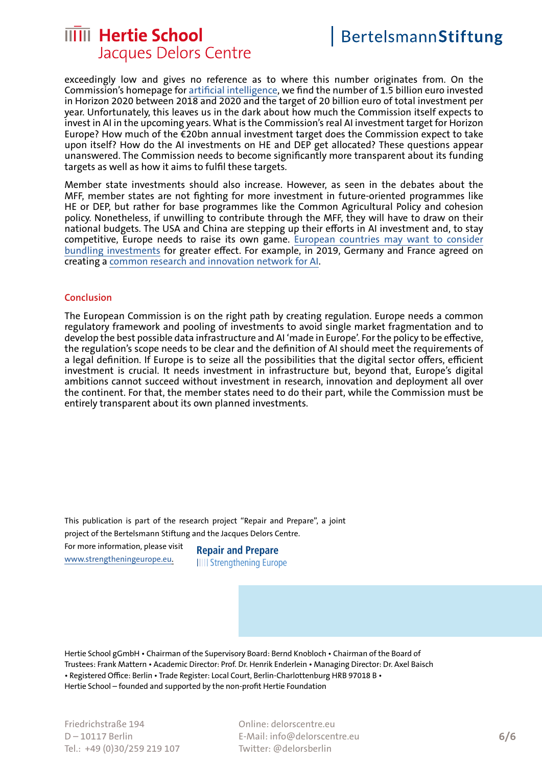exceedingly low and gives no reference as to where this number originates from. On the Commission's homepage for artificial intelligence, we find the number of 1.5 billion euro invested in Horizon 2020 between 2018 and 2020 and the target of 20 billion euro of total investment per year. Unfortunately, this leaves us in the dark about how much the Commission itself expects to invest in AI in the upcoming years. What is the Commission's real AI investment target for Horizon Europe? How much of the €20bn annual investment target does the Commission expect to take upon itself? How do the AI investments on HE and DEP get allocated? These questions appear unanswered. The Commission needs to become significantly more transparent about its funding targets as well as how it aims to fulfil these targets.

Member state investments should also increase. However, as seen in the debates about the MFF, member states are not fighting for more investment in future-oriented programmes like HE or DEP, but rather for base programmes like the Common Agricultural Policy and cohesion policy. Nonetheless, if unwilling to contribute through the MFF, they will have to draw on their national budgets. The USA and China are stepping up their efforts in AI investment and, to stay competitive, Europe needs to raise its own game. European countries may want to consider bundling investments for greater effect. For example, in 2019, Germany and France agreed on creating a common research and innovation network for AI.

## Conclusion

The European Commission is on the right path by creating regulation. Europe needs a common regulatory framework and pooling of investments to avoid single market fragmentation and to develop the best possible data infrastructure and AI 'made in Europe'. For the policy to be effective, the regulation's scope needs to be clear and the definition of AI should meet the requirements of a legal definition. If Europe is to seize all the possibilities that the digital sector offers, efficient investment is crucial. It needs investment in infrastructure but, beyond that, Europe's digital ambitions cannot succeed without investment in research, innovation and deployment all over the continent. For that, the member states need to do their part, while the Commission must be entirely transparent about its own planned investments.

This publication is part of the research project "Repair and Prepare", a joint project of the Bertelsmann Stiftung and the Jacques Delors Centre.

For more information, please visit www.strengtheningeurope.eu.

Repair and Prepare
Strengthening Europe

Hertie School gGmbH • Chairman of the Supervisory Board: Bernd Knobloch • Chairman of the Board of Trustees: Frank Mattern • Academic Director: Prof. Dr. Henrik Enderlein • Managing Director: Dr. Axel Baisch • Registered Office: Berlin • Trade Register: Local Court, Berlin-Charlottenburg HRB 97018 B • Hertie School – founded and supported by the non-profit Hertie Foundation

Friedrichstraße 194
D – 10117 Berlin
Tel.: +49 (0)30/259 219 107

Online: delorscentre.eu
E-Mail: info@delorscentre.eu
Twitter: @delorsberlin